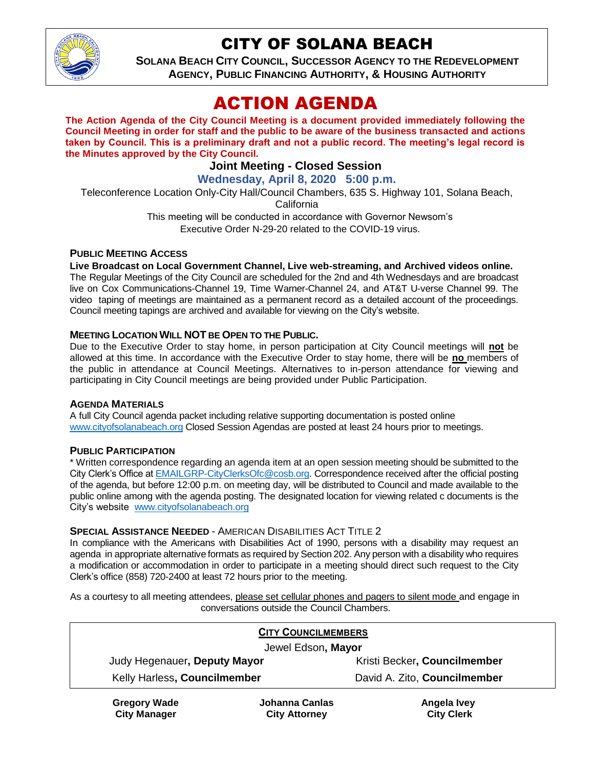# CITY OF SOLANA BEACH

**SOLANA BEACH CITY COUNCIL, SUCCESSOR AGENCY TO THE REDEVELOPMENT AGENCY, PUBLIC FINANCING AUTHORITY, & HOUSING AUTHORITY**

# ACTION AGENDA

**The Action Agenda of the City Council Meeting is a document provided immediately following the Council Meeting in order for staff and the public to be aware of the business transacted and actions taken by Council. This is a preliminary draft and not a public record. The meeting's legal record is the Minutes approved by the City Council.**

## Joint Meeting - Closed Session

### Wednesday, April 8, 2020 5:00 p.m.

Teleconference Location Only-City Hall/Council Chambers, 635 S. Highway 101, Solana Beach, California

This meeting will be conducted in accordance with Governor Newsom's Executive Order N-29-20 related to the COVID-19 virus.

### PUBLIC MEETING ACCESS

**Live Broadcast on Local Government Channel, Live web-streaming, and Archived videos online.** The Regular Meetings of the City Council are scheduled for the 2nd and 4th Wednesdays and are broadcast live on Cox Communications-Channel 19, Time Warner-Channel 24, and AT&T U-verse Channel 99. The video taping of meetings are maintained as a permanent record as a detailed account of the proceedings. Council meeting tapings are archived and available for viewing on the City's website.

### MEETING LOCATION WILL NOT BE OPEN TO THE PUBLIC.

Due to the Executive Order to stay home, in person participation at City Council meetings will **not** be allowed at this time. In accordance with the Executive Order to stay home, there will be **no** members of the public in attendance at Council Meetings. Alternatives to in-person attendance for viewing and participating in City Council meetings are being provided under Public Participation.

### AGENDA MATERIALS

A full City Council agenda packet including relative supporting documentation is posted online www.cityofsolanabeach.org Closed Session Agendas are posted at least 24 hours prior to meetings.

### PUBLIC PARTICIPATION

* Written correspondence regarding an agenda item at an open session meeting should be submitted to the City Clerk's Office at EMAILGRP-CityClerksOfc@cosb.org. Correspondence received after the official posting of the agenda, but before 12:00 p.m. on meeting day, will be distributed to Council and made available to the public online among with the agenda posting. The designated location for viewing related c documents is the City's website www.cityofsolanabeach.org

### SPECIAL ASSISTANCE NEEDED - AMERICAN DISABILITIES ACT TITLE 2

In compliance with the Americans with Disabilities Act of 1990, persons with a disability may request an agenda in appropriate alternative formats as required by Section 202. Any person with a disability who requires a modification or accommodation in order to participate in a meeting should direct such request to the City Clerk's office (858) 720-2400 at least 72 hours prior to the meeting.

As a courtesy to all meeting attendees, please set cellular phones and pagers to silent mode and engage in conversations outside the Council Chambers.

**CITY COUNCILMEMBERS**

Jewel Edson, **Mayor**

| | |
|---|---|
| Judy Hegenauer, **Deputy Mayor** | Kristi Becker, **Councilmember** |
| Kelly Harless, **Councilmember** | David A. Zito, **Councilmember** |

| | | |
|---|---|---|
| **Gregory Wade** | **Johanna Canlas** | **Angela Ivey** |
| **City Manager** | **City Attorney** | **City Clerk** |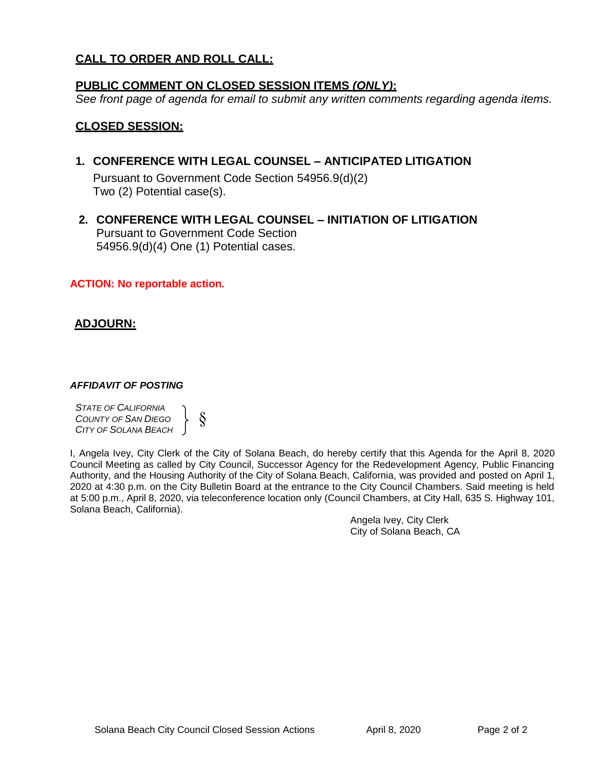## CALL TO ORDER AND ROLL CALL:

## PUBLIC COMMENT ON CLOSED SESSION ITEMS *(ONLY)*:

*See front page of agenda for email to submit any written comments regarding agenda items.*

## CLOSED SESSION:

**1. CONFERENCE WITH LEGAL COUNSEL – ANTICIPATED LITIGATION**

Pursuant to Government Code Section 54956.9(d)(2)
Two (2) Potential case(s).

**2. CONFERENCE WITH LEGAL COUNSEL – INITIATION OF LITIGATION**

Pursuant to Government Code Section
54956.9(d)(4) One (1) Potential cases.

**ACTION: No reportable action.**

## ADJOURN:

***AFFIDAVIT OF POSTING***

*STATE OF CALIFORNIA*
*COUNTY OF SAN DIEGO* §
*CITY OF SOLANA BEACH*

I, Angela Ivey, City Clerk of the City of Solana Beach, do hereby certify that this Agenda for the April 8, 2020 Council Meeting as called by City Council, Successor Agency for the Redevelopment Agency, Public Financing Authority, and the Housing Authority of the City of Solana Beach, California, was provided and posted on April 1, 2020 at 4:30 p.m. on the City Bulletin Board at the entrance to the City Council Chambers. Said meeting is held at 5:00 p.m., April 8, 2020, via teleconference location only (Council Chambers, at City Hall, 635 S. Highway 101, Solana Beach, California).

Angela Ivey, City Clerk
City of Solana Beach, CA